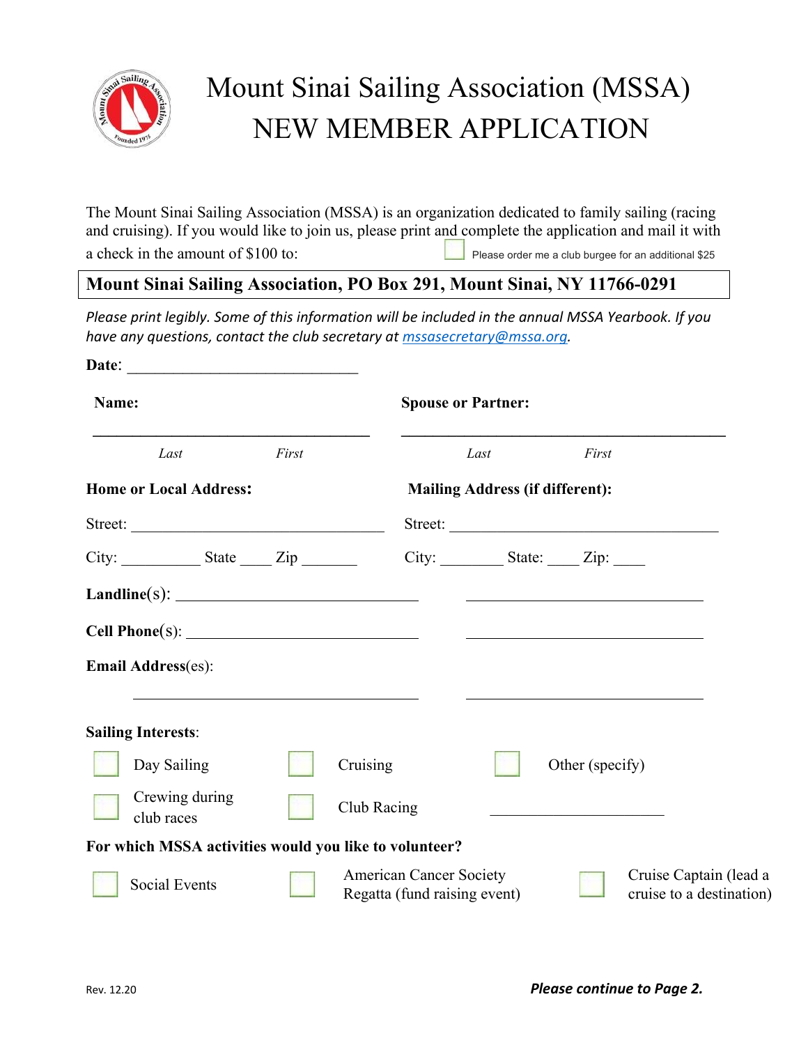# Mount Sinai Sailing Association (MSSA)
# NEW MEMBER APPLICATION

The Mount Sinai Sailing Association (MSSA) is an organization dedicated to family sailing (racing and cruising). If you would like to join us, please print and complete the application and mail it with a check in the amount of $100 to:

☐ Please order me a club burgee for an additional $25

**Mount Sinai Sailing Association, PO Box 291, Mount Sinai, NY 11766-0291**

*Please print legibly. Some of this information will be included in the annual MSSA Yearbook. If you have any questions, contact the club secretary at [mssasecretary@mssa.org](mailto:mssasecretary@mssa.org).*

**Date**: ______________________________

**Name:** ____________________________________
*Last* *First*

**Spouse or Partner:** ____________________________________
*Last* *First*

**Home or Local Address:**

Street: ________________________________

City: __________ State ____ Zip _______

**Mailing Address (if different):**

Street: ________________________________

City: ________ State: ____ Zip: ____

**Landline**(s): ______________________________ ______________________________

**Cell Phone**(s): ______________________________ ______________________________

**Email Address**(es):

______________________________ ______________________________

**Sailing Interests**:

☐ Day Sailing ☐ Cruising ☐ Other (specify)

☐ Crewing during club races ☐ Club Racing ______________________

**For which MSSA activities would you like to volunteer?**

☐ Social Events ☐ American Cancer Society Regatta (fund raising event) ☐ Cruise Captain (lead a cruise to a destination)

Rev. 12.20

***Please continue to Page 2.***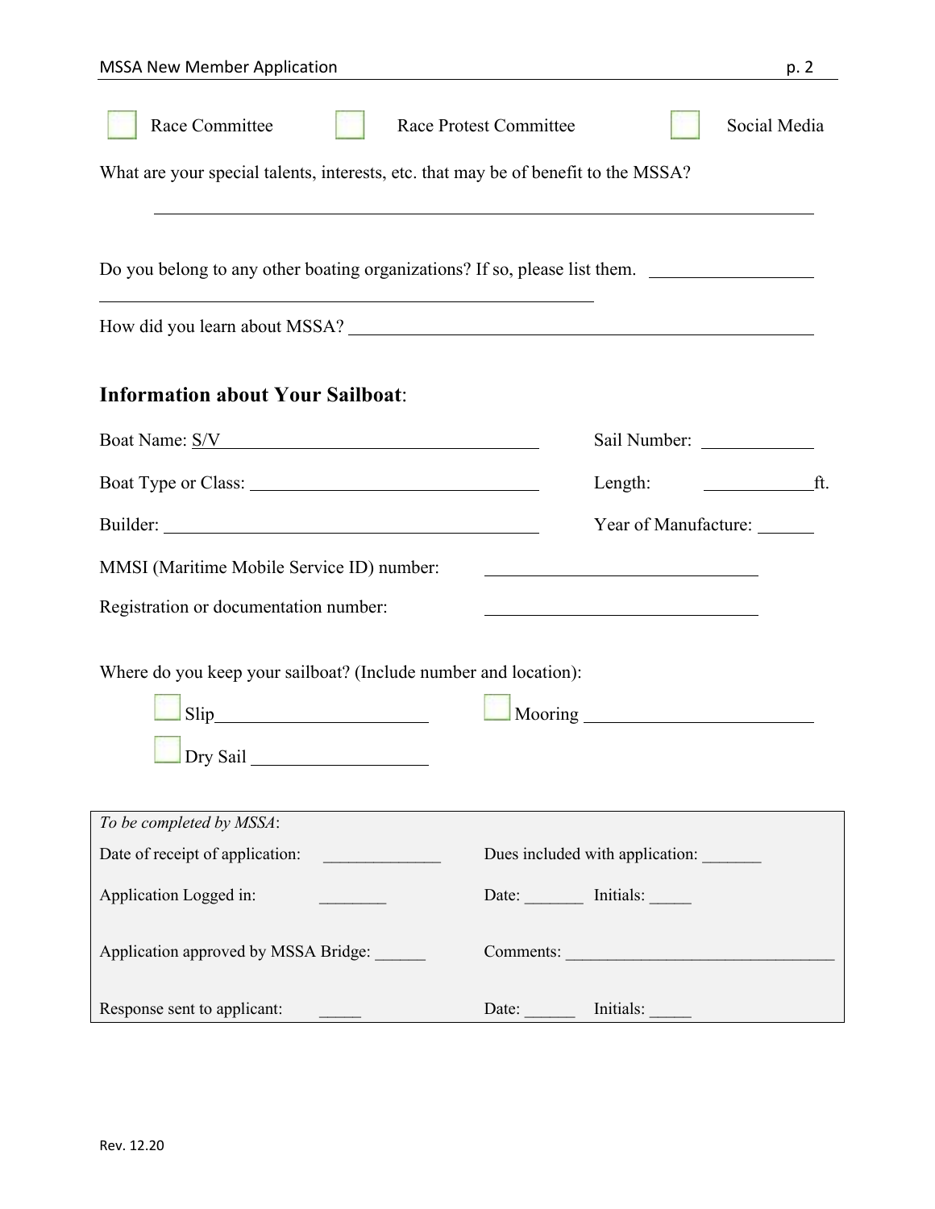☐ Race Committee ☐ Race Protest Committee ☐ Social Media

What are your special talents, interests, etc. that may be of benefit to the MSSA?

\_\_\_\_\_\_\_\_\_\_\_\_\_\_\_\_\_\_\_\_\_\_\_\_\_\_\_\_\_\_\_\_\_\_\_\_\_\_\_\_\_\_\_\_\_\_\_\_\_\_\_\_\_\_\_\_\_\_\_\_

Do you belong to any other boating organizations? If so, please list them. \_\_\_\_\_\_\_\_\_\_\_\_\_\_\_\_\_\_

\_\_\_\_\_\_\_\_\_\_\_\_\_\_\_\_\_\_\_\_\_\_\_\_\_\_\_\_\_\_\_\_\_\_\_\_\_\_\_\_\_\_\_\_\_\_\_\_

How did you learn about MSSA? \_\_\_\_\_\_\_\_\_\_\_\_\_\_\_\_\_\_\_\_\_\_\_\_\_\_\_\_\_\_\_\_\_\_\_\_\_\_\_\_\_\_\_\_

## Information about Your Sailboat:

Boat Name: S/V \_\_\_\_\_\_\_\_\_\_\_\_\_\_\_\_\_\_\_\_\_\_\_\_\_\_\_\_\_\_ Sail Number: \_\_\_\_\_\_\_\_\_\_

Boat Type or Class: \_\_\_\_\_\_\_\_\_\_\_\_\_\_\_\_\_\_\_\_\_\_\_\_\_\_\_\_ Length: \_\_\_\_\_\_\_\_\_\_ft.

Builder: \_\_\_\_\_\_\_\_\_\_\_\_\_\_\_\_\_\_\_\_\_\_\_\_\_\_\_\_\_\_\_\_\_\_\_\_\_ Year of Manufacture: \_\_\_\_\_\_

MMSI (Maritime Mobile Service ID) number: \_\_\_\_\_\_\_\_\_\_\_\_\_\_\_\_\_\_\_\_\_\_\_\_\_\_

Registration or documentation number: \_\_\_\_\_\_\_\_\_\_\_\_\_\_\_\_\_\_\_\_\_\_\_\_\_\_

Where do you keep your sailboat? (Include number and location):

☐ Slip \_\_\_\_\_\_\_\_\_\_\_\_\_\_\_\_\_\_\_\_\_ ☐ Mooring \_\_\_\_\_\_\_\_\_\_\_\_\_\_\_\_\_\_\_\_\_\_\_

☐ Dry Sail \_\_\_\_\_\_\_\_\_\_\_\_\_\_\_\_\_

*To be completed by MSSA*:

| | |
|---|---|
| Date of receipt of application: \_\_\_\_\_\_\_\_\_\_\_\_\_\_ | Dues included with application: \_\_\_\_\_\_\_ |
| Application Logged in: \_\_\_\_\_\_\_\_ | Date: \_\_\_\_\_\_\_ Initials: \_\_\_\_\_ |
| Application approved by MSSA Bridge: \_\_\_\_\_\_ | Comments: \_\_\_\_\_\_\_\_\_\_\_\_\_\_\_\_\_\_\_\_\_\_\_\_\_\_\_\_\_\_\_\_\_ |
| Response sent to applicant: \_\_\_\_\_ | Date: \_\_\_\_\_\_ Initials: \_\_\_\_\_ |

Rev. 12.20